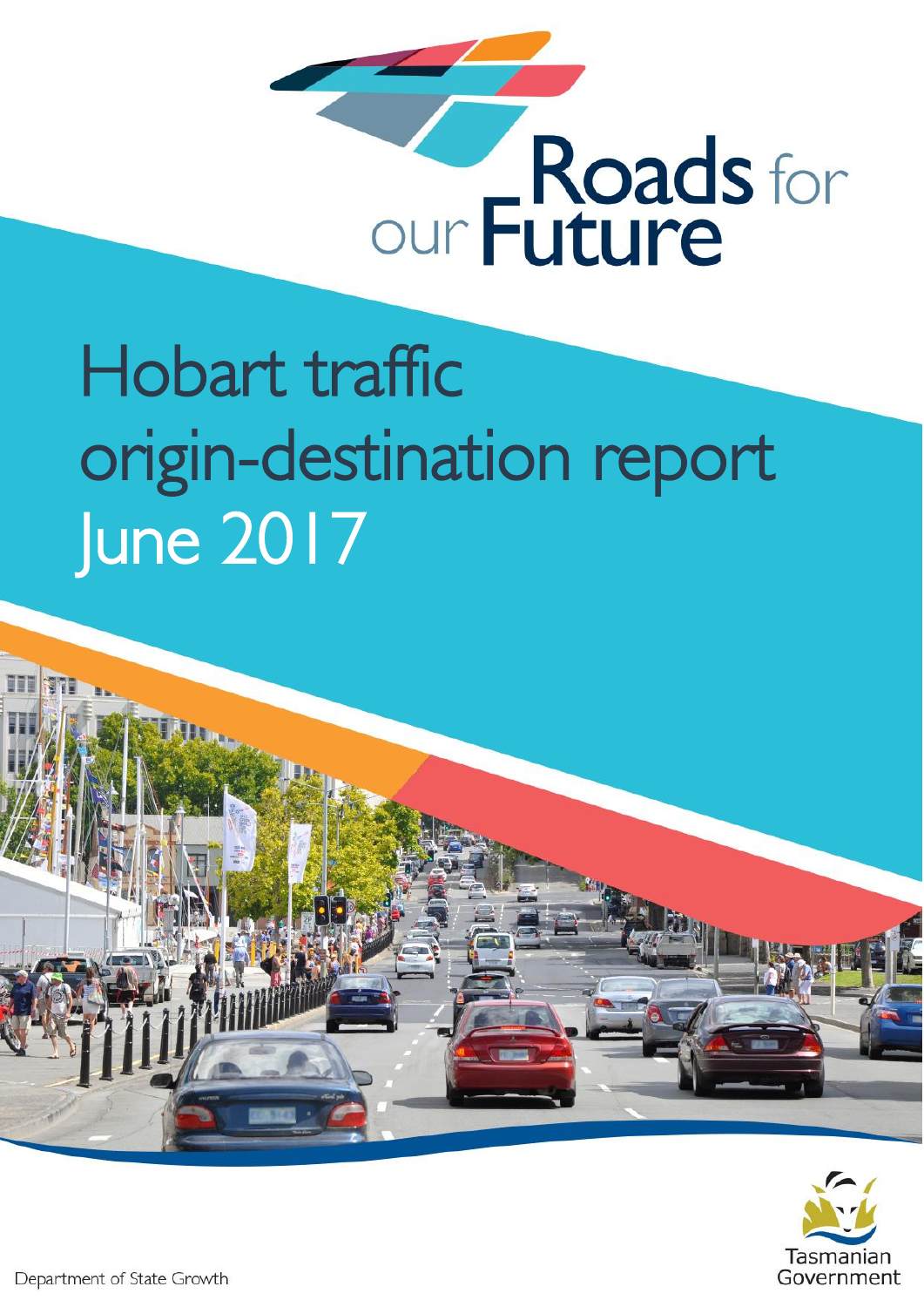Roads for our Future

# Hobart traffic origin-destination report June 2017

Department of State Growth

Tasmanian Government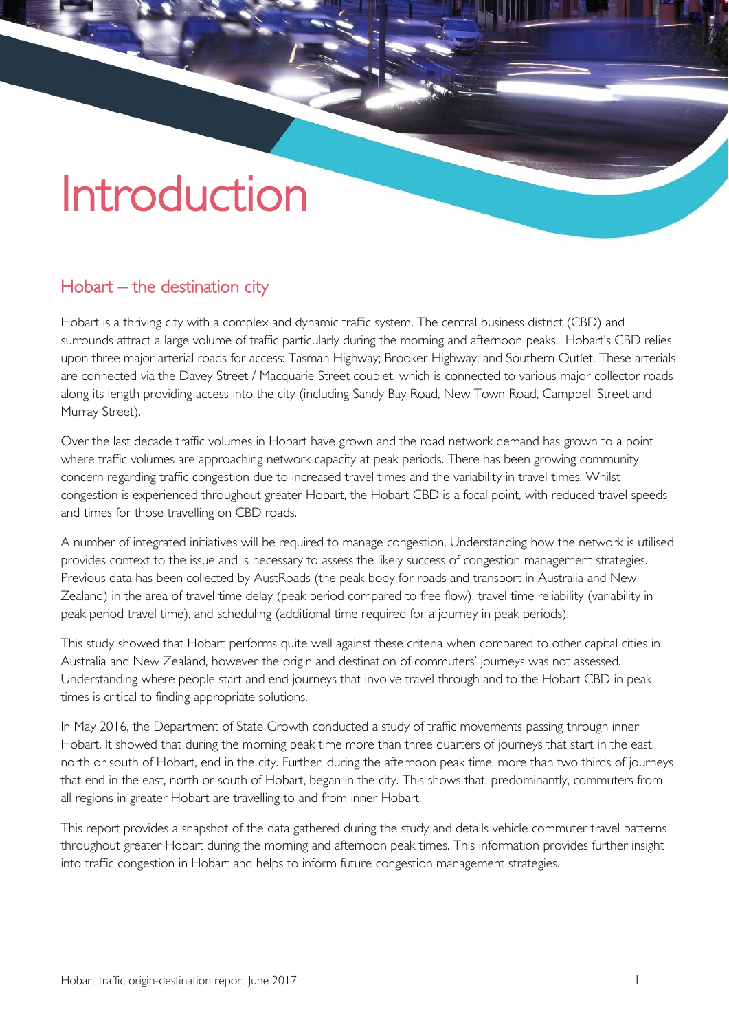# Introduction

## Hobart – the destination city

Hobart is a thriving city with a complex and dynamic traffic system. The central business district (CBD) and surrounds attract a large volume of traffic particularly during the morning and afternoon peaks. Hobart's CBD relies upon three major arterial roads for access: Tasman Highway; Brooker Highway; and Southern Outlet. These arterials are connected via the Davey Street / Macquarie Street couplet, which is connected to various major collector roads along its length providing access into the city (including Sandy Bay Road, New Town Road, Campbell Street and Murray Street).

Over the last decade traffic volumes in Hobart have grown and the road network demand has grown to a point where traffic volumes are approaching network capacity at peak periods. There has been growing community concern regarding traffic congestion due to increased travel times and the variability in travel times. Whilst congestion is experienced throughout greater Hobart, the Hobart CBD is a focal point, with reduced travel speeds and times for those travelling on CBD roads.

A number of integrated initiatives will be required to manage congestion. Understanding how the network is utilised provides context to the issue and is necessary to assess the likely success of congestion management strategies. Previous data has been collected by AustRoads (the peak body for roads and transport in Australia and New Zealand) in the area of travel time delay (peak period compared to free flow), travel time reliability (variability in peak period travel time), and scheduling (additional time required for a journey in peak periods).

This study showed that Hobart performs quite well against these criteria when compared to other capital cities in Australia and New Zealand, however the origin and destination of commuters' journeys was not assessed. Understanding where people start and end journeys that involve travel through and to the Hobart CBD in peak times is critical to finding appropriate solutions.

In May 2016, the Department of State Growth conducted a study of traffic movements passing through inner Hobart. It showed that during the morning peak time more than three quarters of journeys that start in the east, north or south of Hobart, end in the city. Further, during the afternoon peak time, more than two thirds of journeys that end in the east, north or south of Hobart, began in the city. This shows that, predominantly, commuters from all regions in greater Hobart are travelling to and from inner Hobart.

This report provides a snapshot of the data gathered during the study and details vehicle commuter travel patterns throughout greater Hobart during the morning and afternoon peak times. This information provides further insight into traffic congestion in Hobart and helps to inform future congestion management strategies.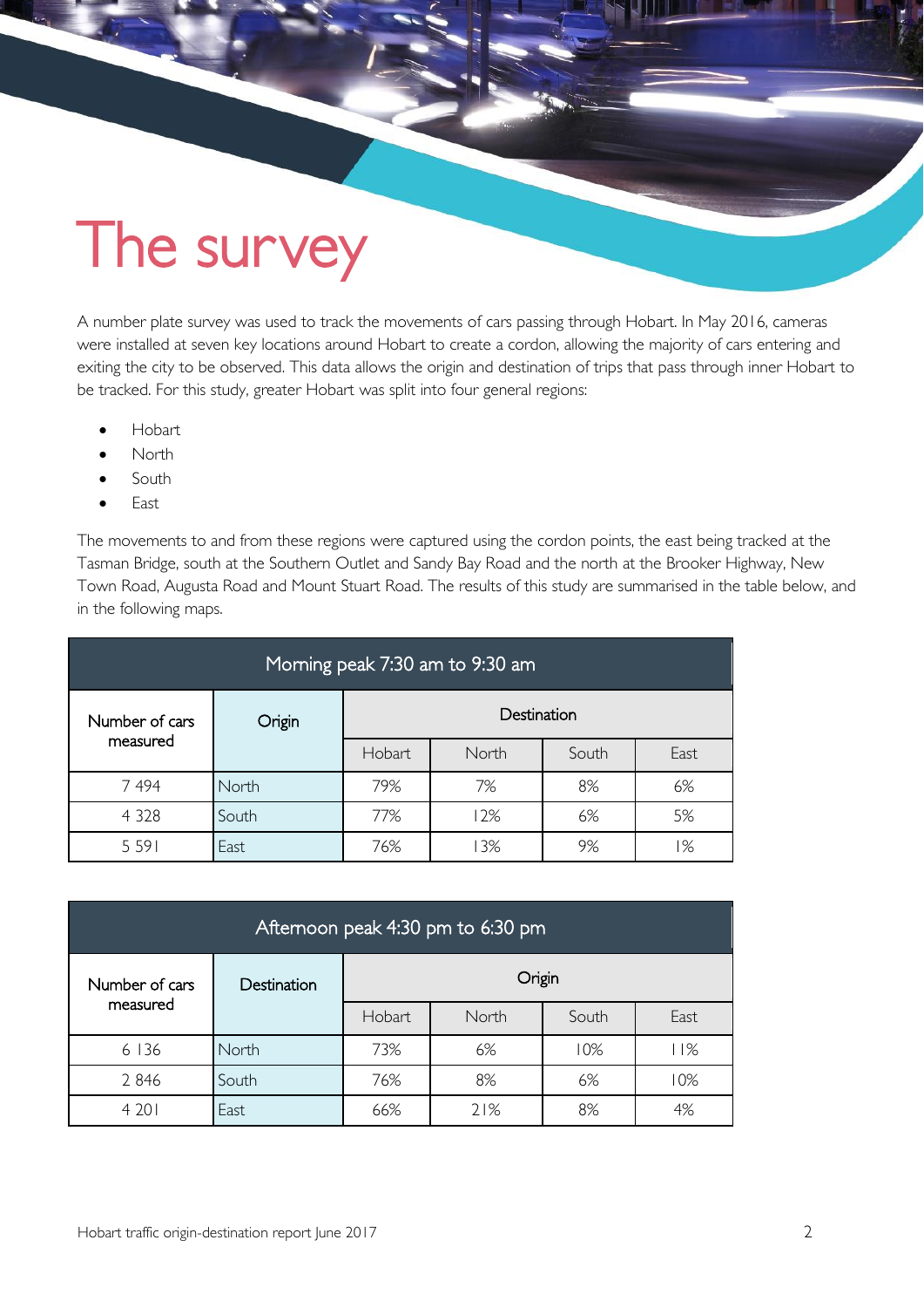# The survey

A number plate survey was used to track the movements of cars passing through Hobart. In May 2016, cameras were installed at seven key locations around Hobart to create a cordon, allowing the majority of cars entering and exiting the city to be observed. This data allows the origin and destination of trips that pass through inner Hobart to be tracked. For this study, greater Hobart was split into four general regions:

- Hobart
- North
- South
- East

The movements to and from these regions were captured using the cordon points, the east being tracked at the Tasman Bridge, south at the Southern Outlet and Sandy Bay Road and the north at the Brooker Highway, New Town Road, Augusta Road and Mount Stuart Road. The results of this study are summarised in the table below, and in the following maps.

| Morning peak 7:30 am to 9:30 am | | | | | |
|---|---|---|---|---|---|
| Number of cars measured | Origin | Destination | | | |
| | | Hobart | North | South | East |
| 7 494 | North | 79% | 7% | 8% | 6% |
| 4 328 | South | 77% | 12% | 6% | 5% |
| 5 591 | East | 76% | 13% | 9% | 1% |

| Afternoon peak 4:30 pm to 6:30 pm | | | | | |
|---|---|---|---|---|---|
| Number of cars measured | Destination | Origin | | | |
| | | Hobart | North | South | East |
| 6 136 | North | 73% | 6% | 10% | 11% |
| 2 846 | South | 76% | 8% | 6% | 10% |
| 4 201 | East | 66% | 21% | 8% | 4% |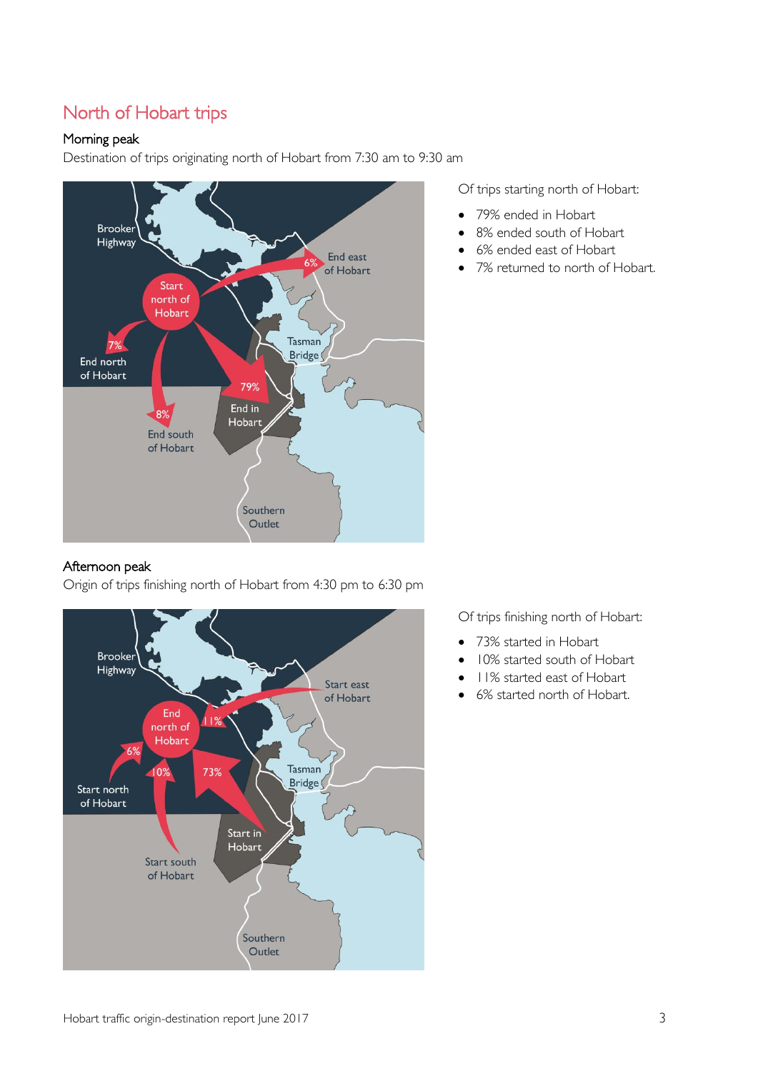## North of Hobart trips

### Morning peak

Destination of trips originating north of Hobart from 7:30 am to 9:30 am

Of trips starting north of Hobart:

- 79% ended in Hobart
- 8% ended south of Hobart
- 6% ended east of Hobart
- 7% returned to north of Hobart.

### Afternoon peak

Origin of trips finishing north of Hobart from 4:30 pm to 6:30 pm

Of trips finishing north of Hobart:

- 73% started in Hobart
- 10% started south of Hobart
- 11% started east of Hobart
- 6% started north of Hobart.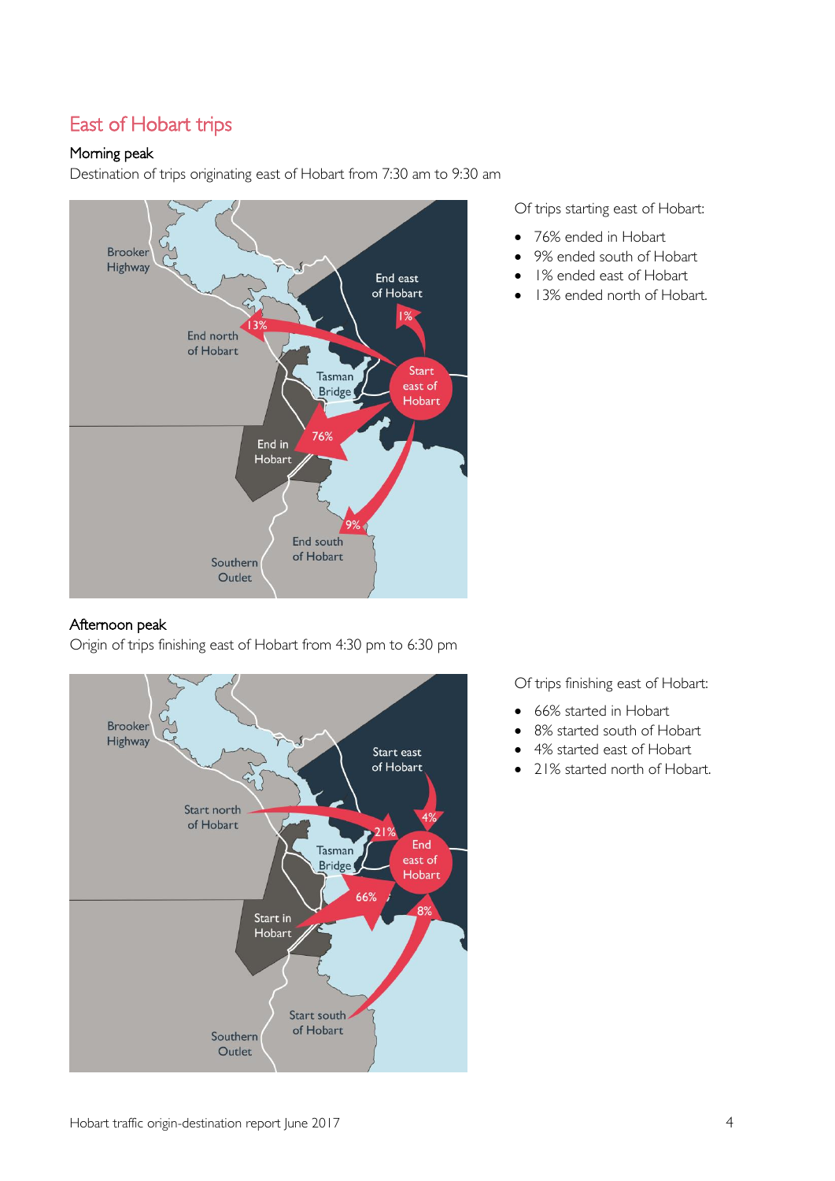## East of Hobart trips

### Morning peak

Destination of trips originating east of Hobart from 7:30 am to 9:30 am

Of trips starting east of Hobart:

- 76% ended in Hobart
- 9% ended south of Hobart
- 1% ended east of Hobart
- 13% ended north of Hobart.

### Afternoon peak

Origin of trips finishing east of Hobart from 4:30 pm to 6:30 pm

Of trips finishing east of Hobart:

- 66% started in Hobart
- 8% started south of Hobart
- 4% started east of Hobart
- 21% started north of Hobart.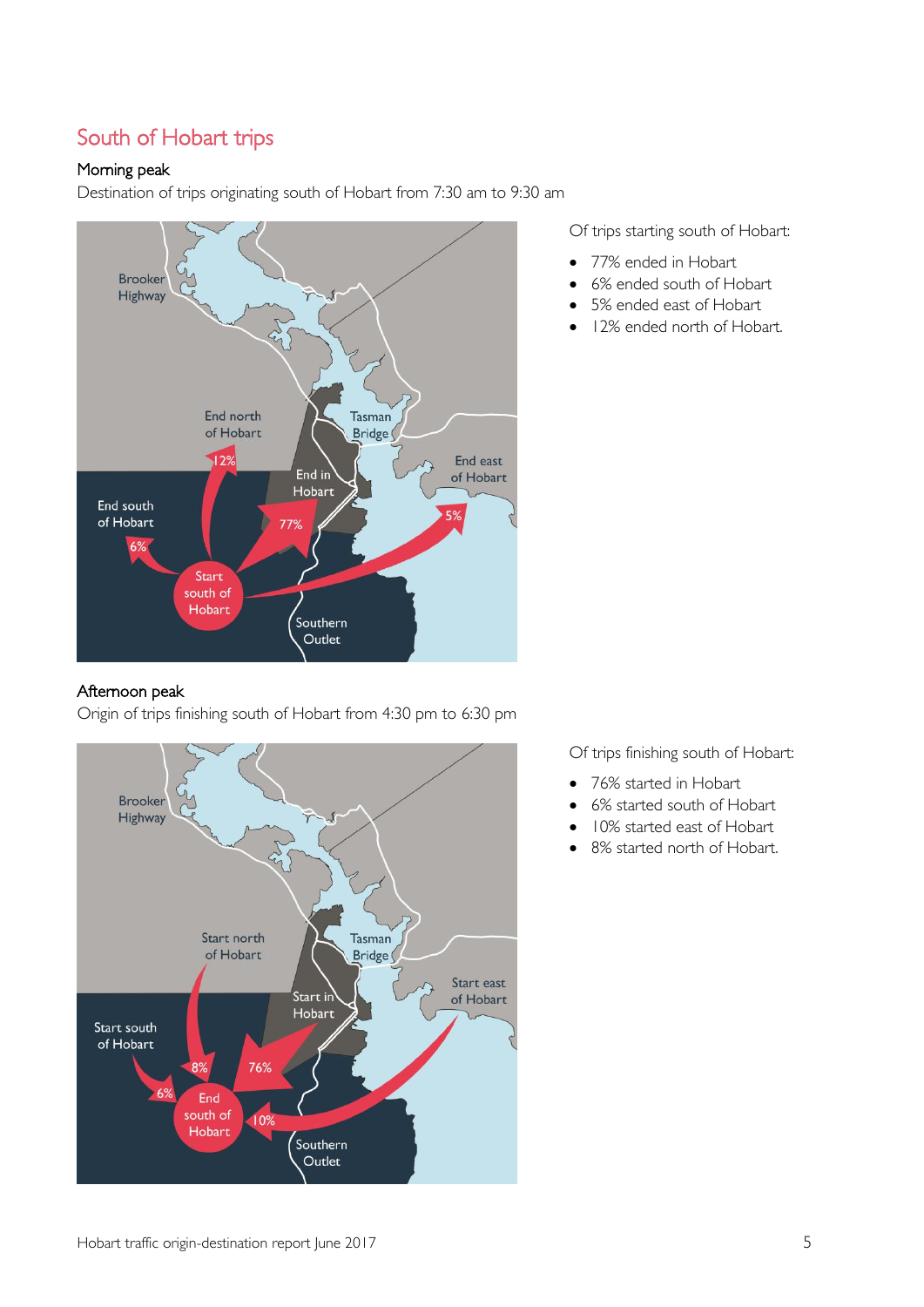# South of Hobart trips

### Morning peak

Destination of trips originating south of Hobart from 7:30 am to 9:30 am

Of trips starting south of Hobart:

- 77% ended in Hobart
- 6% ended south of Hobart
- 5% ended east of Hobart
- 12% ended north of Hobart.

### Afternoon peak

Origin of trips finishing south of Hobart from 4:30 pm to 6:30 pm

Of trips finishing south of Hobart:

- 76% started in Hobart
- 6% started south of Hobart
- 10% started east of Hobart
- 8% started north of Hobart.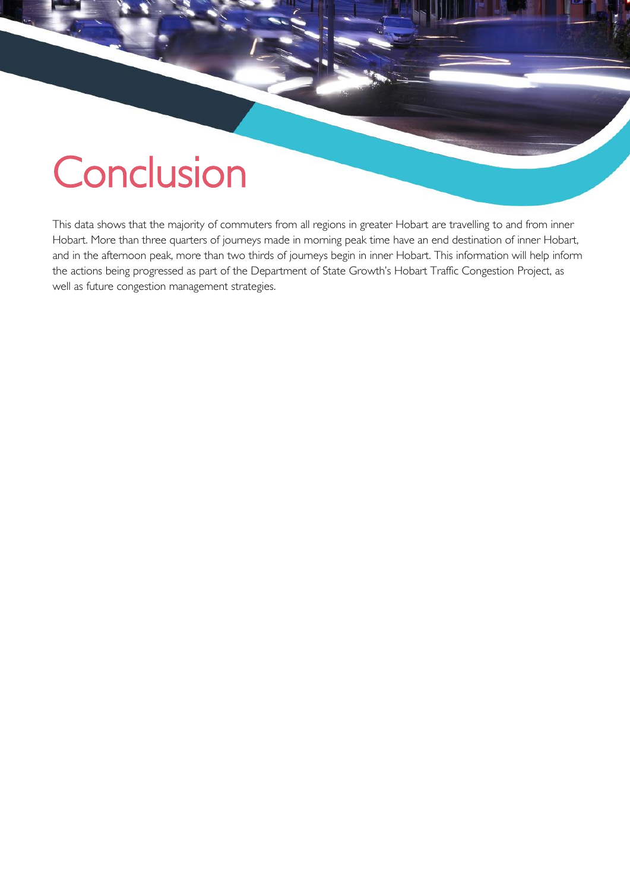# Conclusion

This data shows that the majority of commuters from all regions in greater Hobart are travelling to and from inner Hobart. More than three quarters of journeys made in morning peak time have an end destination of inner Hobart, and in the afternoon peak, more than two thirds of journeys begin in inner Hobart. This information will help inform the actions being progressed as part of the Department of State Growth's Hobart Traffic Congestion Project, as well as future congestion management strategies.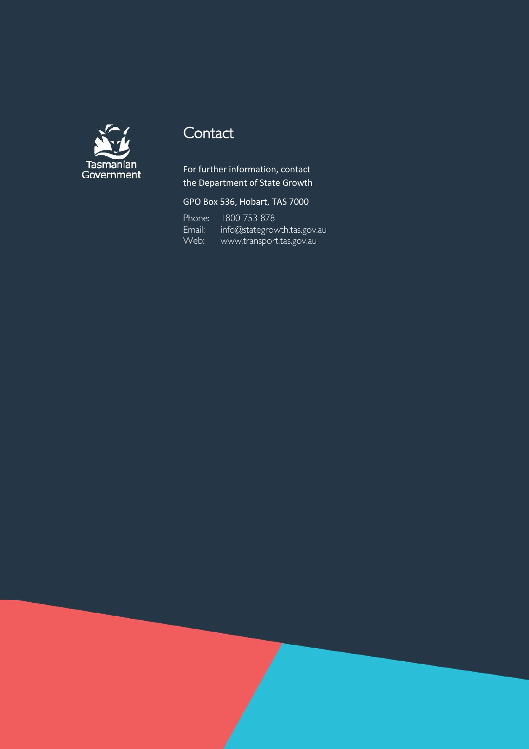Tasmanian Government

# Contact

For further information, contact the Department of State Growth

GPO Box 536, Hobart, TAS 7000

Phone: 1800 753 878
Email: info@stategrowth.tas.gov.au
Web: www.transport.tas.gov.au